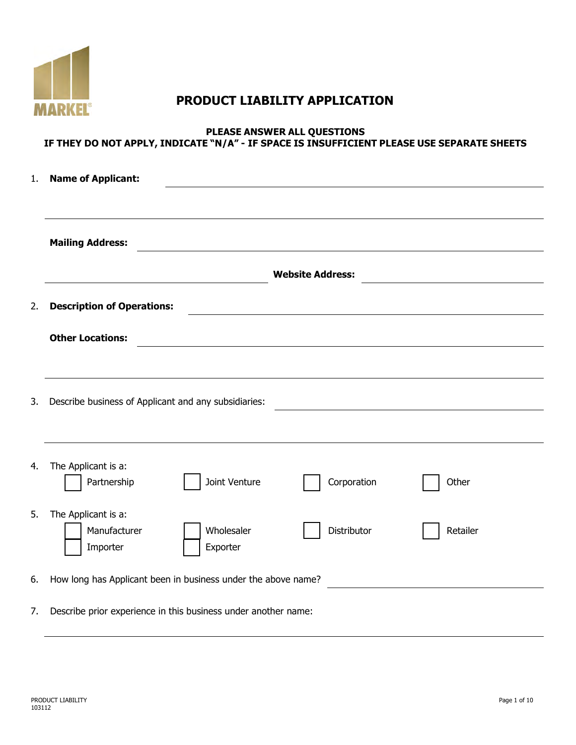MARKEL®

# PRODUCT LIABILITY APPLICATION

**PLEASE ANSWER ALL QUESTIONS**
**IF THEY DO NOT APPLY, INDICATE "N/A" - IF SPACE IS INSUFFICIENT PLEASE USE SEPARATE SHEETS**

1. **Name of Applicant:** ______________________________

   ______________________________

   **Mailing Address:** ______________________________

   ______________________________ **Website Address:** ______________________________

2. **Description of Operations:** ______________________________

   **Other Locations:** ______________________________

   ______________________________

3. Describe business of Applicant and any subsidiaries: ______________________________

   ______________________________

4. The Applicant is a:
   - ☐ Partnership
   - ☐ Joint Venture
   - ☐ Corporation
   - ☐ Other

5. The Applicant is a:
   - ☐ Manufacturer
   - ☐ Wholesaler
   - ☐ Distributor
   - ☐ Retailer
   - ☐ Importer
   - ☐ Exporter

6. How long has Applicant been in business under the above name? ______________________________

7. Describe prior experience in this business under another name:

   ______________________________

PRODUCT LIABILITY
103112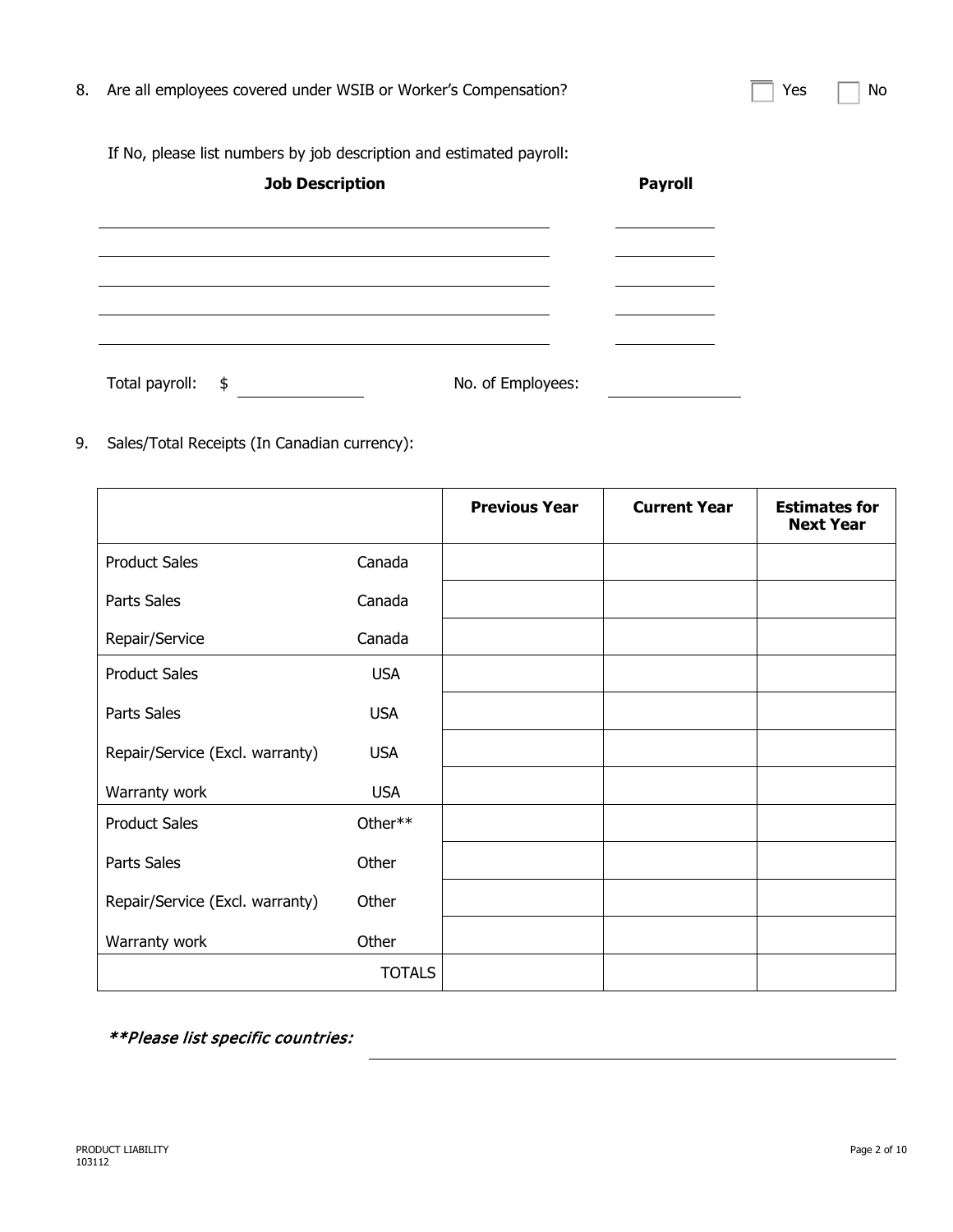8. Are all employees covered under WSIB or Worker's Compensation? ☐ Yes ☐ No

   If No, please list numbers by job description and estimated payroll:

| **Job Description** | **Payroll** |
|---|---|
| | |
| | |
| | |
| | |
| | |

   Total payroll: $ \_\_\_\_\_\_\_\_\_\_ No. of Employees: \_\_\_\_\_\_\_\_\_\_

9. Sales/Total Receipts (In Canadian currency):

| | | **Previous Year** | **Current Year** | **Estimates for Next Year** |
|---|---|---|---|---|
| Product Sales | Canada | | | |
| Parts Sales | Canada | | | |
| Repair/Service | Canada | | | |
| Product Sales | USA | | | |
| Parts Sales | USA | | | |
| Repair/Service (Excl. warranty) | USA | | | |
| Warranty work | USA | | | |
| Product Sales | Other** | | | |
| Parts Sales | Other | | | |
| Repair/Service (Excl. warranty) | Other | | | |
| Warranty work | Other | | | |
| | TOTALS | | | |

***\*\*Please list specific countries:*** \_\_\_\_\_\_\_\_\_\_\_\_\_\_\_\_\_\_\_\_

PRODUCT LIABILITY
103112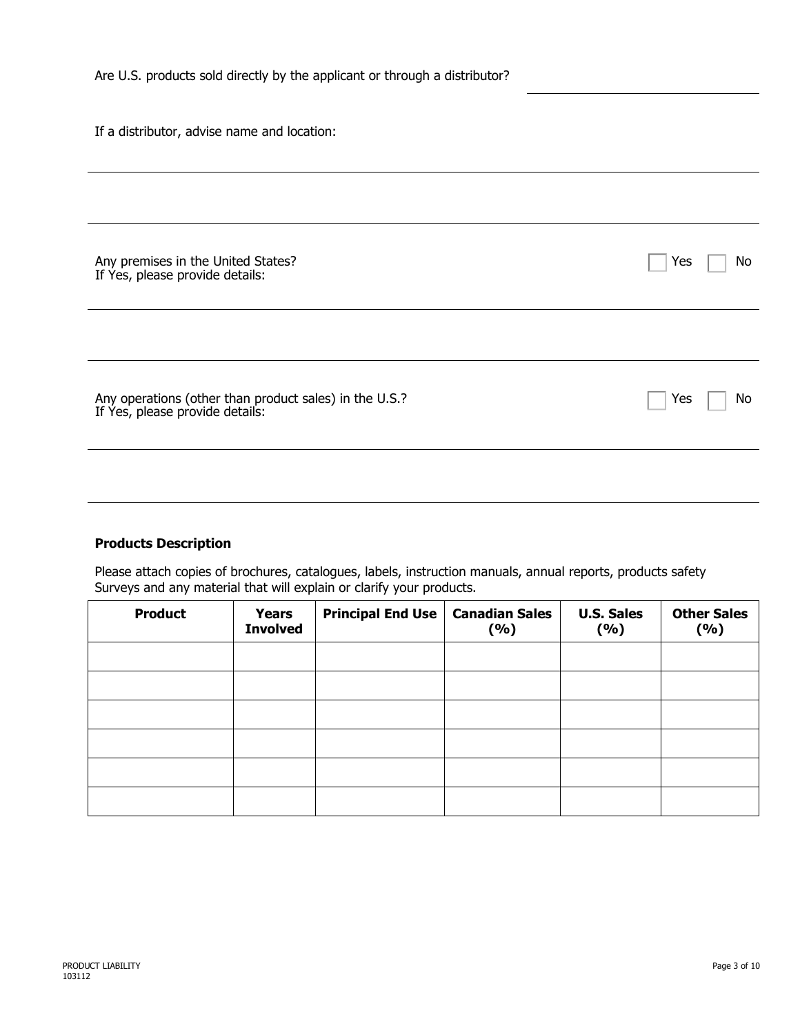Are U.S. products sold directly by the applicant or through a distributor? \_\_\_\_\_\_\_\_\_\_\_\_\_\_\_\_\_\_\_\_

If a distributor, advise name and location:

---

---

Any premises in the United States? ☐ Yes ☐ No
If Yes, please provide details:

---

---

Any operations (other than product sales) in the U.S.? ☐ Yes ☐ No
If Yes, please provide details:

---

---

**Products Description**

Please attach copies of brochures, catalogues, labels, instruction manuals, annual reports, products safety Surveys and any material that will explain or clarify your products.

| Product | Years Involved | Principal End Use | Canadian Sales (%) | U.S. Sales (%) | Other Sales (%) |
|---|---|---|---|---|---|
| | | | | | |
| | | | | | |
| | | | | | |
| | | | | | |
| | | | | | |
| | | | | | |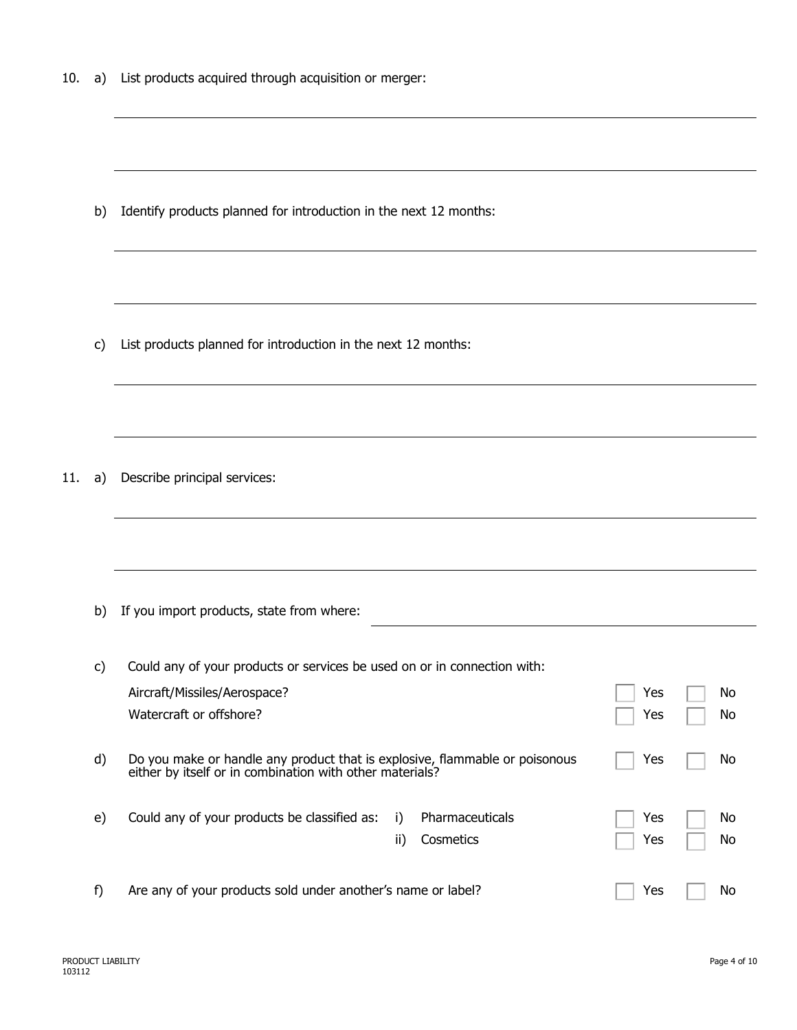10. a) List products acquired through acquisition or merger:

_______________________________________________

_______________________________________________

b) Identify products planned for introduction in the next 12 months:

_______________________________________________

_______________________________________________

c) List products planned for introduction in the next 12 months:

_______________________________________________

_______________________________________________

11. a) Describe principal services:

_______________________________________________

_______________________________________________

b) If you import products, state from where: _______________________

c) Could any of your products or services be used on or in connection with:

| | | |
|---|---|---|
| Aircraft/Missiles/Aerospace? | ☐ Yes | ☐ No |
| Watercraft or offshore? | ☐ Yes | ☐ No |

d) Do you make or handle any product that is explosive, flammable or poisonous either by itself or in combination with other materials? ☐ Yes ☐ No

e) Could any of your products be classified as:

| | | |
|---|---|---|
| i) Pharmaceuticals | ☐ Yes | ☐ No |
| ii) Cosmetics | ☐ Yes | ☐ No |

f) Are any of your products sold under another's name or label? ☐ Yes ☐ No

PRODUCT LIABILITY
103112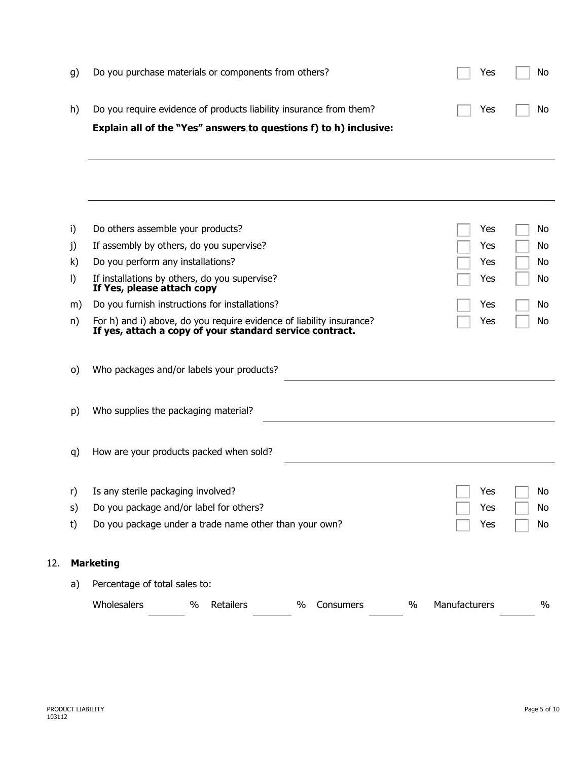g) Do you purchase materials or components from others? ☐ Yes ☐ No

h) Do you require evidence of products liability insurance from them? ☐ Yes ☐ No

**Explain all of the "Yes" answers to questions f) to h) inclusive:**

\_\_\_\_\_\_\_\_\_\_\_\_\_\_\_\_\_\_\_\_\_\_\_\_\_\_\_\_\_\_\_\_\_\_\_\_\_\_\_\_\_\_\_\_\_\_\_\_\_\_\_\_\_\_\_\_\_\_\_\_

\_\_\_\_\_\_\_\_\_\_\_\_\_\_\_\_\_\_\_\_\_\_\_\_\_\_\_\_\_\_\_\_\_\_\_\_\_\_\_\_\_\_\_\_\_\_\_\_\_\_\_\_\_\_\_\_\_\_\_\_

i) Do others assemble your products? ☐ Yes ☐ No

j) If assembly by others, do you supervise? ☐ Yes ☐ No

k) Do you perform any installations? ☐ Yes ☐ No

l) If installations by others, do you supervise? ☐ Yes ☐ No
**If Yes, please attach copy**

m) Do you furnish instructions for installations? ☐ Yes ☐ No

n) For h) and i) above, do you require evidence of liability insurance? ☐ Yes ☐ No
**If yes, attach a copy of your standard service contract.**

o) Who packages and/or labels your products? \_\_\_\_\_\_\_\_\_\_\_\_\_\_\_\_\_\_\_\_\_\_\_\_\_\_\_\_\_\_

p) Who supplies the packaging material? \_\_\_\_\_\_\_\_\_\_\_\_\_\_\_\_\_\_\_\_\_\_\_\_\_\_\_\_\_\_

q) How are your products packed when sold? \_\_\_\_\_\_\_\_\_\_\_\_\_\_\_\_\_\_\_\_\_\_\_\_\_\_\_\_\_\_

r) Is any sterile packaging involved? ☐ Yes ☐ No

s) Do you package and/or label for others? ☐ Yes ☐ No

t) Do you package under a trade name other than your own? ☐ Yes ☐ No

## 12. Marketing

a) Percentage of total sales to:

Wholesalers \_\_\_\_\_ % Retailers \_\_\_\_\_ % Consumers \_\_\_\_\_ % Manufacturers \_\_\_\_\_ %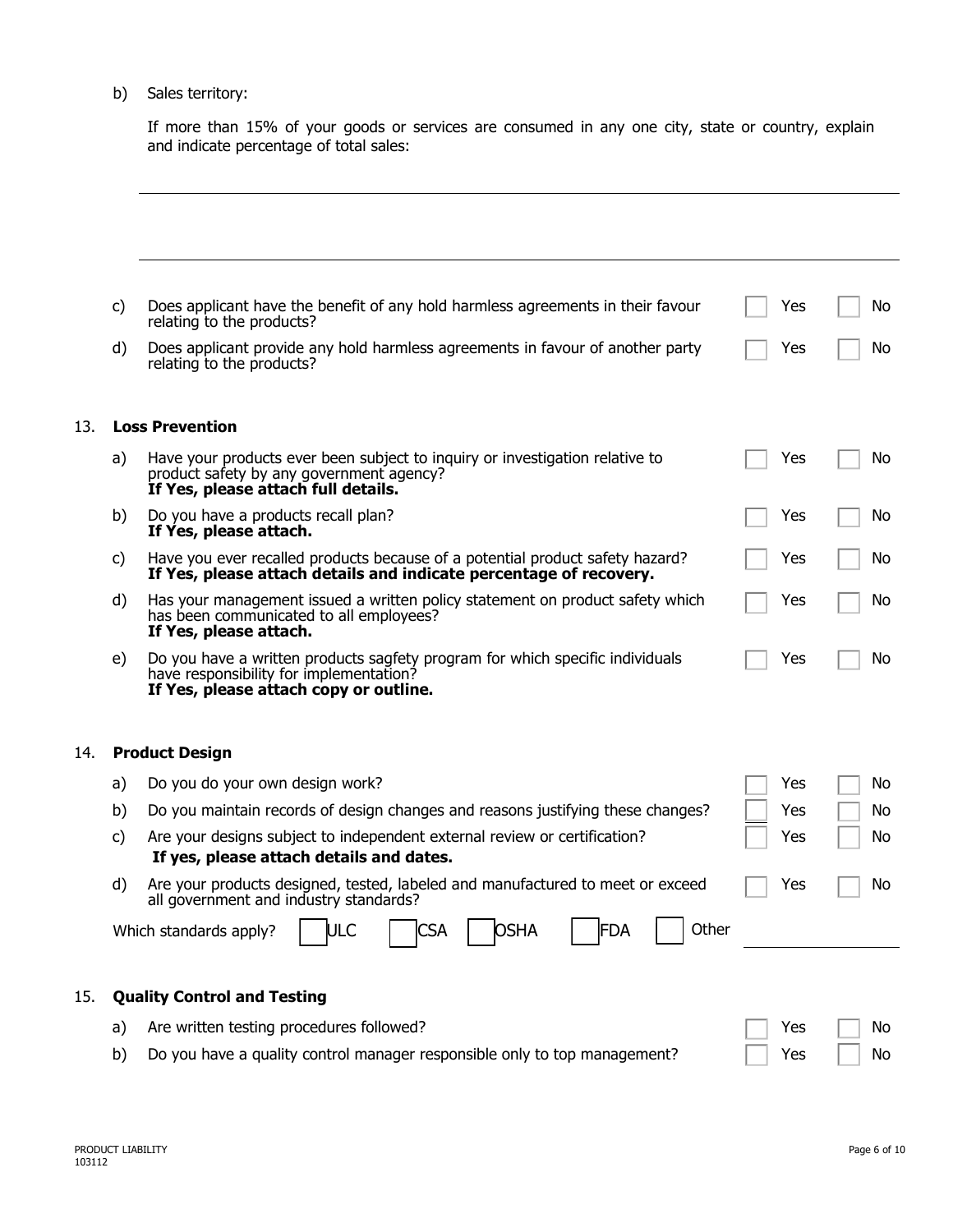b) Sales territory:

If more than 15% of your goods or services are consumed in any one city, state or country, explain and indicate percentage of total sales:

\_\_\_\_\_\_\_\_\_\_\_\_\_\_\_\_\_\_\_\_\_\_\_\_\_\_\_\_\_\_\_\_\_\_\_\_\_\_\_\_\_\_\_\_\_\_\_\_\_\_\_\_\_\_\_\_\_\_\_\_

\_\_\_\_\_\_\_\_\_\_\_\_\_\_\_\_\_\_\_\_\_\_\_\_\_\_\_\_\_\_\_\_\_\_\_\_\_\_\_\_\_\_\_\_\_\_\_\_\_\_\_\_\_\_\_\_\_\_\_\_

c) Does applicant have the benefit of any hold harmless agreements in their favour relating to the products? ☐ Yes ☐ No

d) Does applicant provide any hold harmless agreements in favour of another party relating to the products? ☐ Yes ☐ No

## 13. Loss Prevention

a) Have your products ever been subject to inquiry or investigation relative to product safety by any government agency? ☐ Yes ☐ No
**If Yes, please attach full details.**

b) Do you have a products recall plan? ☐ Yes ☐ No
**If Yes, please attach.**

c) Have you ever recalled products because of a potential product safety hazard? ☐ Yes ☐ No
**If Yes, please attach details and indicate percentage of recovery.**

d) Has your management issued a written policy statement on product safety which has been communicated to all employees? ☐ Yes ☐ No
**If Yes, please attach.**

e) Do you have a written products sagfety program for which specific individuals have responsibility for implementation? ☐ Yes ☐ No
**If Yes, please attach copy or outline.**

## 14. Product Design

a) Do you do your own design work? ☐ Yes ☐ No

b) Do you maintain records of design changes and reasons justifying these changes? ☐ Yes ☐ No

c) Are your designs subject to independent external review or certification? ☐ Yes ☐ No
**If yes, please attach details and dates.**

d) Are your products designed, tested, labeled and manufactured to meet or exceed all government and industry standards? ☐ Yes ☐ No

Which standards apply? ☐ ULC ☐ CSA ☐ OSHA ☐ FDA ☐ Other \_\_\_\_\_\_\_\_\_\_\_\_\_\_\_\_

## 15. Quality Control and Testing

a) Are written testing procedures followed? ☐ Yes ☐ No

b) Do you have a quality control manager responsible only to top management? ☐ Yes ☐ No

PRODUCT LIABILITY
103112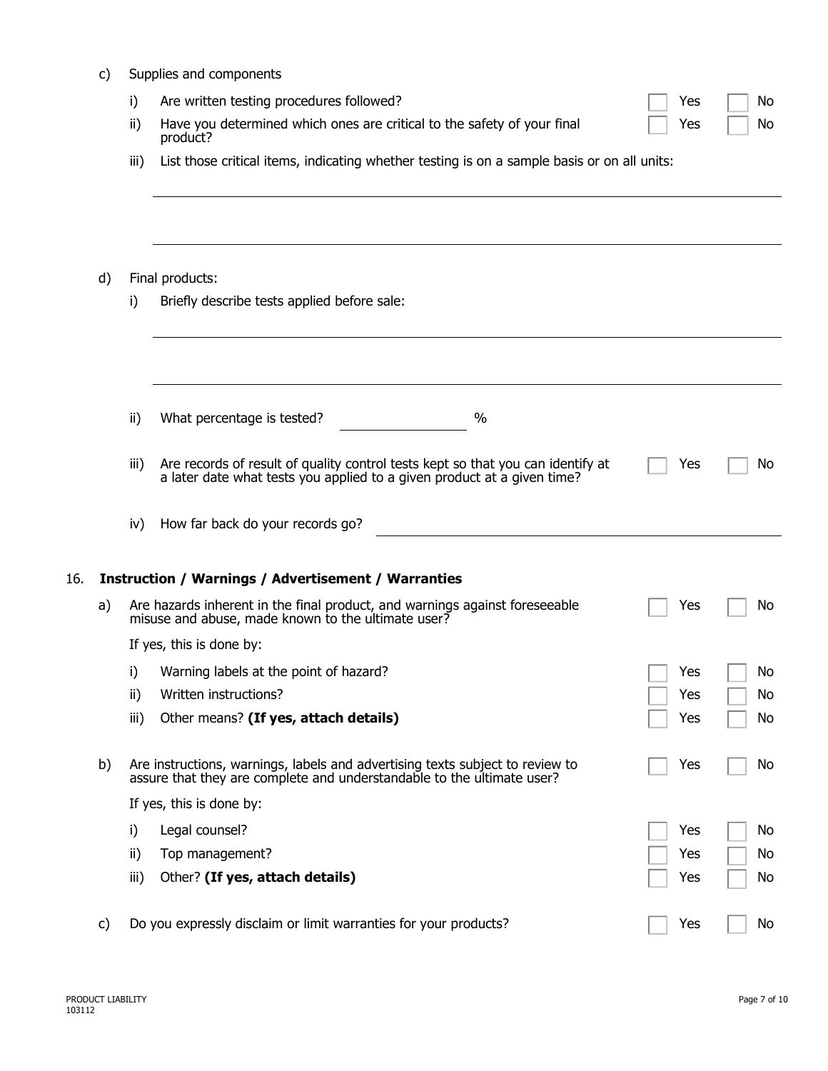c) Supplies and components

   i) Are written testing procedures followed? ☐ Yes ☐ No

   ii) Have you determined which ones are critical to the safety of your final product? ☐ Yes ☐ No

   iii) List those critical items, indicating whether testing is on a sample basis or on all units:

   ______________________________________________________________________

   ______________________________________________________________________

d) Final products:

   i) Briefly describe tests applied before sale:

   ______________________________________________________________________

   ______________________________________________________________________

   ii) What percentage is tested? ______________ %

   iii) Are records of result of quality control tests kept so that you can identify at a later date what tests you applied to a given product at a given time? ☐ Yes ☐ No

   iv) How far back do your records go? ______________________________

## 16. Instruction / Warnings / Advertisement / Warranties

a) Are hazards inherent in the final product, and warnings against foreseeable misuse and abuse, made known to the ultimate user? ☐ Yes ☐ No

   If yes, this is done by:

   i) Warning labels at the point of hazard? ☐ Yes ☐ No

   ii) Written instructions? ☐ Yes ☐ No

   iii) Other means? **(If yes, attach details)** ☐ Yes ☐ No

b) Are instructions, warnings, labels and advertising texts subject to review to assure that they are complete and understandable to the ultimate user? ☐ Yes ☐ No

   If yes, this is done by:

   i) Legal counsel? ☐ Yes ☐ No

   ii) Top management? ☐ Yes ☐ No

   iii) Other? **(If yes, attach details)** ☐ Yes ☐ No

c) Do you expressly disclaim or limit warranties for your products? ☐ Yes ☐ No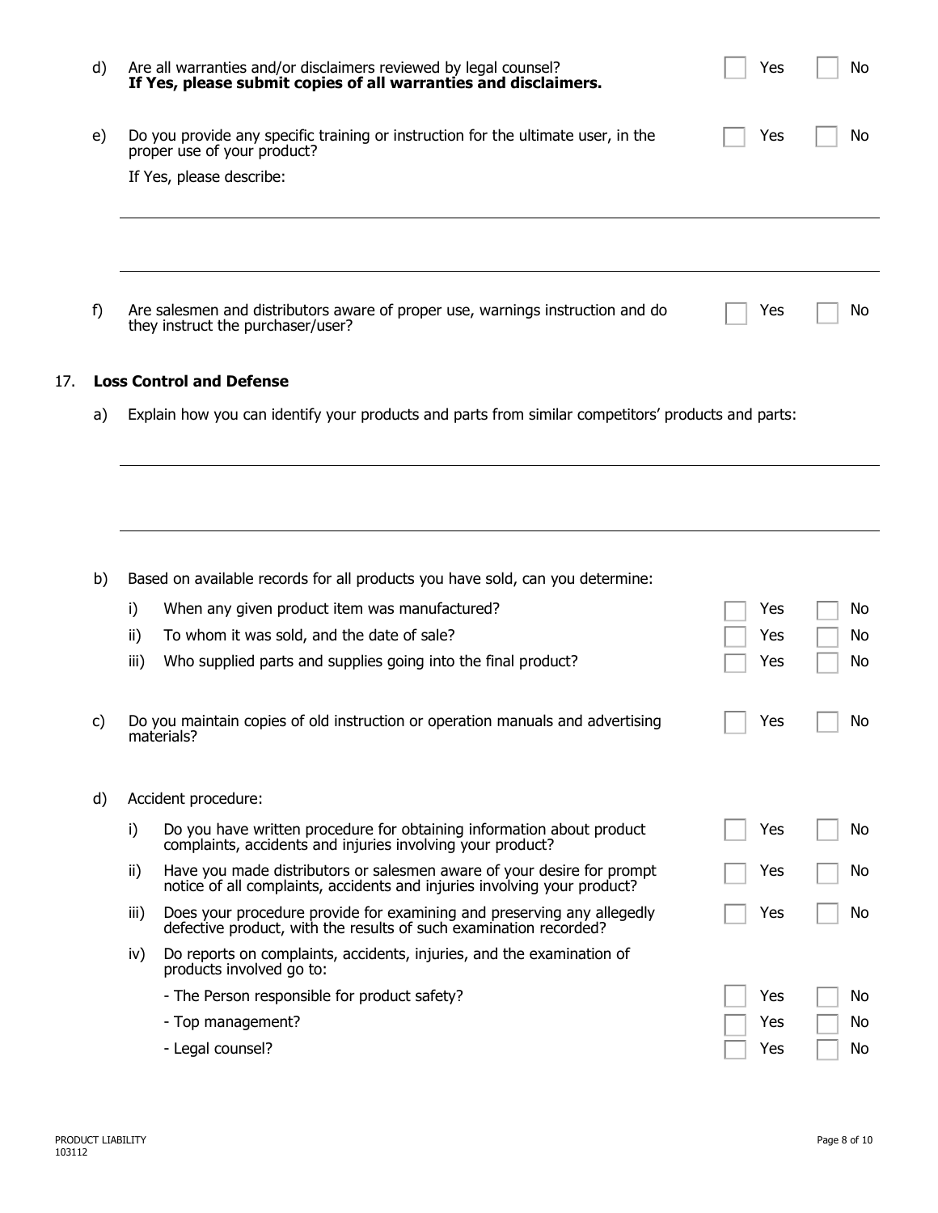d) Are all warranties and/or disclaimers reviewed by legal counsel? ☐ Yes ☐ No
**If Yes, please submit copies of all warranties and disclaimers.**

e) Do you provide any specific training or instruction for the ultimate user, in the proper use of your product? ☐ Yes ☐ No

If Yes, please describe:

_______________________________________________

_______________________________________________

f) Are salesmen and distributors aware of proper use, warnings instruction and do they instruct the purchaser/user? ☐ Yes ☐ No

## 17. Loss Control and Defense

a) Explain how you can identify your products and parts from similar competitors' products and parts:

_______________________________________________

_______________________________________________

b) Based on available records for all products you have sold, can you determine:

i) When any given product item was manufactured? ☐ Yes ☐ No

ii) To whom it was sold, and the date of sale? ☐ Yes ☐ No

iii) Who supplied parts and supplies going into the final product? ☐ Yes ☐ No

c) Do you maintain copies of old instruction or operation manuals and advertising materials? ☐ Yes ☐ No

d) Accident procedure:

i) Do you have written procedure for obtaining information about product complaints, accidents and injuries involving your product? ☐ Yes ☐ No

ii) Have you made distributors or salesmen aware of your desire for prompt notice of all complaints, accidents and injuries involving your product? ☐ Yes ☐ No

iii) Does your procedure provide for examining and preserving any allegedly defective product, with the results of such examination recorded? ☐ Yes ☐ No

iv) Do reports on complaints, accidents, injuries, and the examination of products involved go to:

- The Person responsible for product safety? ☐ Yes ☐ No
- Top management? ☐ Yes ☐ No
- Legal counsel? ☐ Yes ☐ No

PRODUCT LIABILITY
103112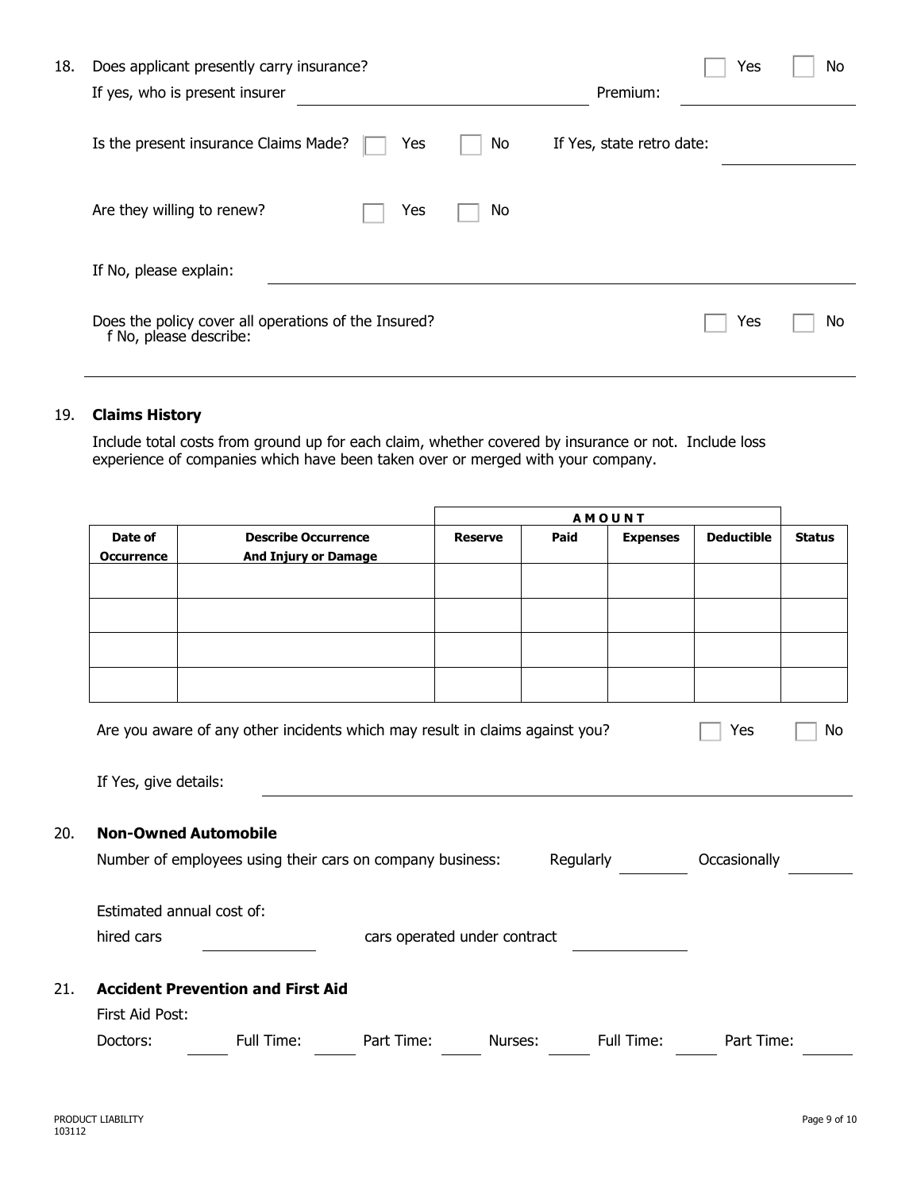18. Does applicant presently carry insurance? ☐ Yes ☐ No

If yes, who is present insurer \_\_\_\_\_\_\_\_\_\_\_\_\_\_\_\_\_\_\_\_ Premium: \_\_\_\_\_\_\_\_\_\_

Is the present insurance Claims Made? ☐ Yes ☐ No If Yes, state retro date: \_\_\_\_\_\_\_\_\_\_

Are they willing to renew? ☐ Yes ☐ No

If No, please explain: \_\_\_\_\_\_\_\_\_\_\_\_\_\_\_\_\_\_\_\_

Does the policy cover all operations of the Insured? ☐ Yes ☐ No
f No, please describe:

\_\_\_\_\_\_\_\_\_\_\_\_\_\_\_\_\_\_\_\_

19. **Claims History**

Include total costs from ground up for each claim, whether covered by insurance or not. Include loss experience of companies which have been taken over or merged with your company.

| | | AMOUNT | | | | |
|---|---|---|---|---|---|---|
| **Date of Occurrence** | **Describe Occurrence And Injury or Damage** | **Reserve** | **Paid** | **Expenses** | **Deductible** | **Status** |
| | | | | | | |
| | | | | | | |
| | | | | | | |
| | | | | | | |

Are you aware of any other incidents which may result in claims against you? ☐ Yes ☐ No

If Yes, give details: \_\_\_\_\_\_\_\_\_\_\_\_\_\_\_\_\_\_\_\_

20. **Non-Owned Automobile**

Number of employees using their cars on company business: Regularly \_\_\_\_\_\_ Occasionally \_\_\_\_\_\_

Estimated annual cost of:

hired cars \_\_\_\_\_\_\_\_\_\_ cars operated under contract \_\_\_\_\_\_\_\_\_\_

21. **Accident Prevention and First Aid**

First Aid Post:

Doctors: \_\_\_\_ Full Time: \_\_\_\_ Part Time: \_\_\_\_ Nurses: \_\_\_\_ Full Time: \_\_\_\_ Part Time: \_\_\_\_

PRODUCT LIABILITY
103112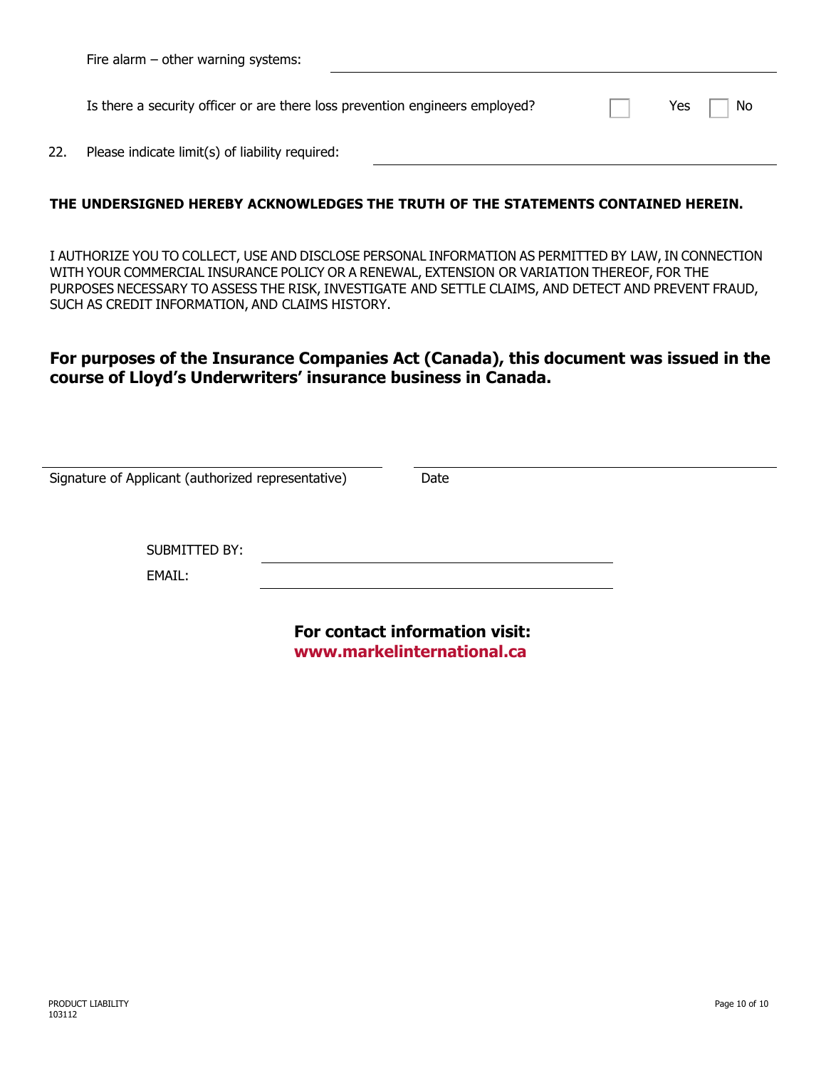Fire alarm – other warning systems: ____________________

Is there a security officer or are there loss prevention engineers employed? ☐ Yes ☐ No

22. Please indicate limit(s) of liability required: ____________________

**THE UNDERSIGNED HEREBY ACKNOWLEDGES THE TRUTH OF THE STATEMENTS CONTAINED HEREIN.**

I AUTHORIZE YOU TO COLLECT, USE AND DISCLOSE PERSONAL INFORMATION AS PERMITTED BY LAW, IN CONNECTION WITH YOUR COMMERCIAL INSURANCE POLICY OR A RENEWAL, EXTENSION OR VARIATION THEREOF, FOR THE PURPOSES NECESSARY TO ASSESS THE RISK, INVESTIGATE AND SETTLE CLAIMS, AND DETECT AND PREVENT FRAUD, SUCH AS CREDIT INFORMATION, AND CLAIMS HISTORY.

**For purposes of the Insurance Companies Act (Canada), this document was issued in the course of Lloyd's Underwriters' insurance business in Canada.**

____________________ Signature of Applicant (authorized representative)

____________________ Date

SUBMITTED BY: ____________________

EMAIL: ____________________

**For contact information visit:**
**www.markelinternational.ca**

PRODUCT LIABILITY
103112